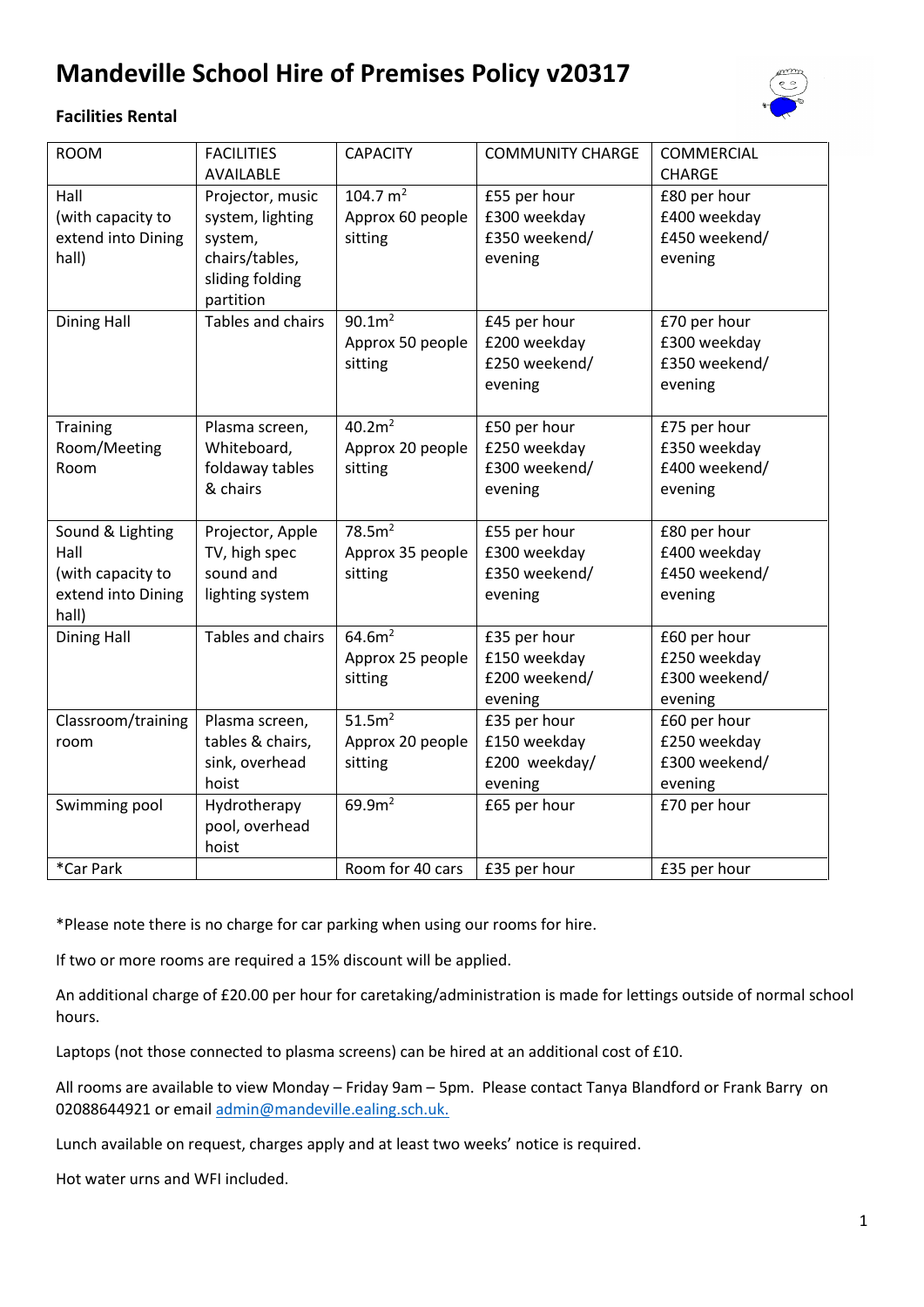# Mandeville School Hire of Premises Policy v20317

### Facilities Rental

| ROOM | FACILITIES AVAILABLE | CAPACITY | COMMUNITY CHARGE | COMMERCIAL CHARGE |
|---|---|---|---|---|
| Hall (with capacity to extend into Dining hall) | Projector, music system, lighting system, chairs/tables, sliding folding partition | 104.7 $m^2$ Approx 60 people sitting | £55 per hour £300 weekday £350 weekend/ evening | £80 per hour £400 weekday £450 weekend/ evening |
| Dining Hall | Tables and chairs | 90.1$m^2$ Approx 50 people sitting | £45 per hour £200 weekday £250 weekend/ evening | £70 per hour £300 weekday £350 weekend/ evening |
| Training Room/Meeting Room | Plasma screen, Whiteboard, foldaway tables & chairs | 40.2$m^2$ Approx 20 people sitting | £50 per hour £250 weekday £300 weekend/ evening | £75 per hour £350 weekday £400 weekend/ evening |
| Sound & Lighting Hall (with capacity to extend into Dining hall) | Projector, Apple TV, high spec sound and lighting system | 78.5$m^2$ Approx 35 people sitting | £55 per hour £300 weekday £350 weekend/ evening | £80 per hour £400 weekday £450 weekend/ evening |
| Dining Hall | Tables and chairs | 64.6$m^2$ Approx 25 people sitting | £35 per hour £150 weekday £200 weekend/ evening | £60 per hour £250 weekday £300 weekend/ evening |
| Classroom/training room | Plasma screen, tables & chairs, sink, overhead hoist | 51.5$m^2$ Approx 20 people sitting | £35 per hour £150 weekday £200 weekday/ evening | £60 per hour £250 weekday £300 weekend/ evening |
| Swimming pool | Hydrotherapy pool, overhead hoist | 69.9$m^2$ | £65 per hour | £70 per hour |
| *Car Park | | Room for 40 cars | £35 per hour | £35 per hour |

*Please note there is no charge for car parking when using our rooms for hire.

If two or more rooms are required a 15% discount will be applied.

An additional charge of £20.00 per hour for caretaking/administration is made for lettings outside of normal school hours.

Laptops (not those connected to plasma screens) can be hired at an additional cost of £10.

All rooms are available to view Monday – Friday 9am – 5pm. Please contact Tanya Blandford or Frank Barry on 02088644921 or email admin@mandeville.ealing.sch.uk.

Lunch available on request, charges apply and at least two weeks' notice is required.

Hot water urns and WFI included.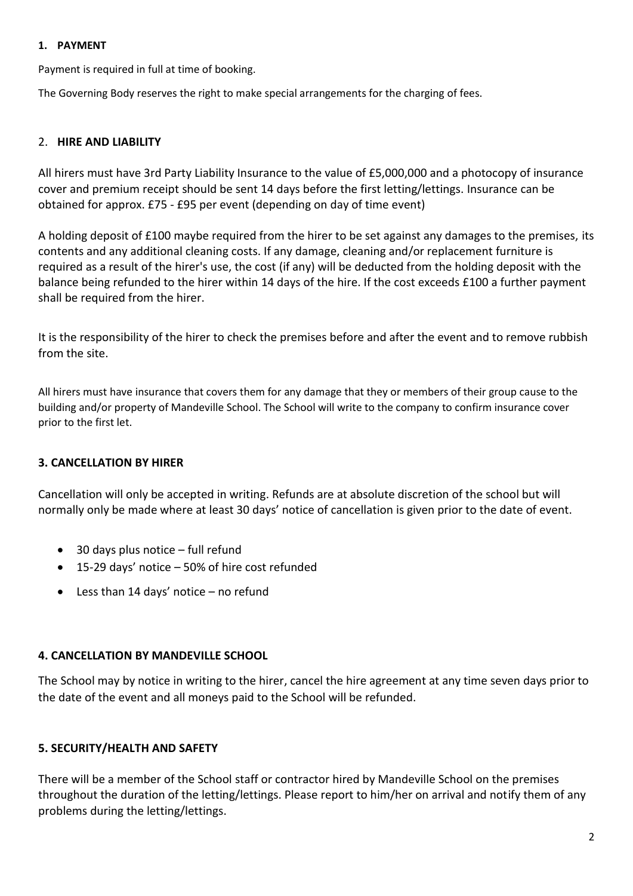## 1. PAYMENT

Payment is required in full at time of booking.

The Governing Body reserves the right to make special arrangements for the charging of fees.

## 2. HIRE AND LIABILITY

All hirers must have 3rd Party Liability Insurance to the value of £5,000,000 and a photocopy of insurance cover and premium receipt should be sent 14 days before the first letting/lettings. Insurance can be obtained for approx. £75 - £95 per event (depending on day of time event)

A holding deposit of £100 maybe required from the hirer to be set against any damages to the premises, its contents and any additional cleaning costs. If any damage, cleaning and/or replacement furniture is required as a result of the hirer's use, the cost (if any) will be deducted from the holding deposit with the balance being refunded to the hirer within 14 days of the hire. If the cost exceeds £100 a further payment shall be required from the hirer.

It is the responsibility of the hirer to check the premises before and after the event and to remove rubbish from the site.

All hirers must have insurance that covers them for any damage that they or members of their group cause to the building and/or property of Mandeville School. The School will write to the company to confirm insurance cover prior to the first let.

## 3. CANCELLATION BY HIRER

Cancellation will only be accepted in writing. Refunds are at absolute discretion of the school but will normally only be made where at least 30 days' notice of cancellation is given prior to the date of event.

- 30 days plus notice – full refund
- 15-29 days' notice – 50% of hire cost refunded
- Less than 14 days' notice – no refund

## 4. CANCELLATION BY MANDEVILLE SCHOOL

The School may by notice in writing to the hirer, cancel the hire agreement at any time seven days prior to the date of the event and all moneys paid to the School will be refunded.

## 5. SECURITY/HEALTH AND SAFETY

There will be a member of the School staff or contractor hired by Mandeville School on the premises throughout the duration of the letting/lettings. Please report to him/her on arrival and notify them of any problems during the letting/lettings.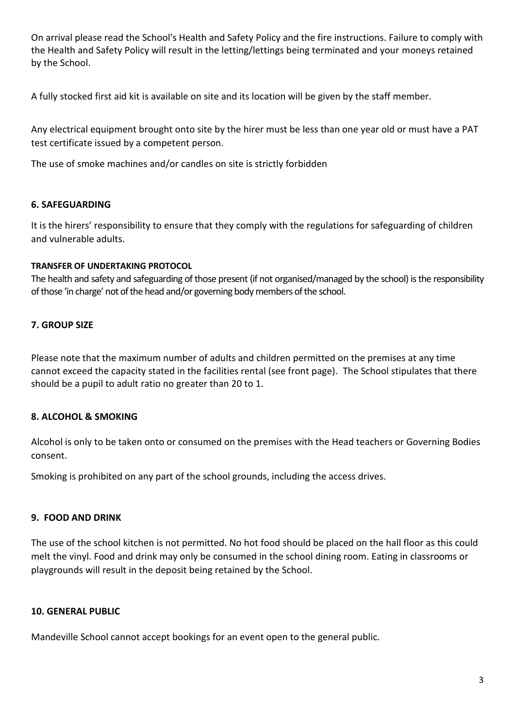On arrival please read the School's Health and Safety Policy and the fire instructions. Failure to comply with the Health and Safety Policy will result in the letting/lettings being terminated and your moneys retained by the School.

A fully stocked first aid kit is available on site and its location will be given by the staff member.

Any electrical equipment brought onto site by the hirer must be less than one year old or must have a PAT test certificate issued by a competent person.

The use of smoke machines and/or candles on site is strictly forbidden

## 6. SAFEGUARDING

It is the hirers' responsibility to ensure that they comply with the regulations for safeguarding of children and vulnerable adults.

#### TRANSFER OF UNDERTAKING PROTOCOL

The health and safety and safeguarding of those present (if not organised/managed by the school) is the responsibility of those 'in charge' not of the head and/or governing body members of the school.

## 7. GROUP SIZE

Please note that the maximum number of adults and children permitted on the premises at any time cannot exceed the capacity stated in the facilities rental (see front page). The School stipulates that there should be a pupil to adult ratio no greater than 20 to 1.

## 8. ALCOHOL & SMOKING

Alcohol is only to be taken onto or consumed on the premises with the Head teachers or Governing Bodies consent.

Smoking is prohibited on any part of the school grounds, including the access drives.

## 9. FOOD AND DRINK

The use of the school kitchen is not permitted. No hot food should be placed on the hall floor as this could melt the vinyl. Food and drink may only be consumed in the school dining room. Eating in classrooms or playgrounds will result in the deposit being retained by the School.

## 10. GENERAL PUBLIC

Mandeville School cannot accept bookings for an event open to the general public.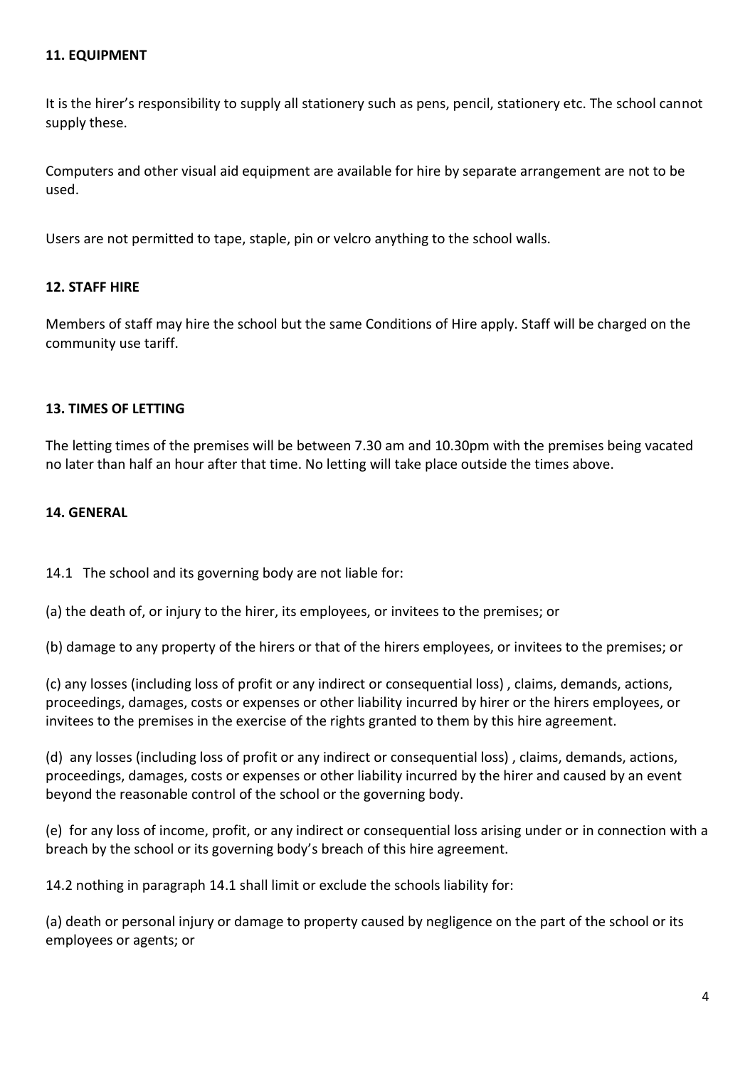### 11. EQUIPMENT

It is the hirer's responsibility to supply all stationery such as pens, pencil, stationery etc. The school cannot supply these.

Computers and other visual aid equipment are available for hire by separate arrangement are not to be used.

Users are not permitted to tape, staple, pin or velcro anything to the school walls.

### 12. STAFF HIRE

Members of staff may hire the school but the same Conditions of Hire apply. Staff will be charged on the community use tariff.

### 13. TIMES OF LETTING

The letting times of the premises will be between 7.30 am and 10.30pm with the premises being vacated no later than half an hour after that time. No letting will take place outside the times above.

### 14. GENERAL

14.1 The school and its governing body are not liable for:

(a) the death of, or injury to the hirer, its employees, or invitees to the premises; or

(b) damage to any property of the hirers or that of the hirers employees, or invitees to the premises; or

(c) any losses (including loss of profit or any indirect or consequential loss) , claims, demands, actions, proceedings, damages, costs or expenses or other liability incurred by hirer or the hirers employees, or invitees to the premises in the exercise of the rights granted to them by this hire agreement.

(d) any losses (including loss of profit or any indirect or consequential loss) , claims, demands, actions, proceedings, damages, costs or expenses or other liability incurred by the hirer and caused by an event beyond the reasonable control of the school or the governing body.

(e) for any loss of income, profit, or any indirect or consequential loss arising under or in connection with a breach by the school or its governing body's breach of this hire agreement.

14.2 nothing in paragraph 14.1 shall limit or exclude the schools liability for:

(a) death or personal injury or damage to property caused by negligence on the part of the school or its employees or agents; or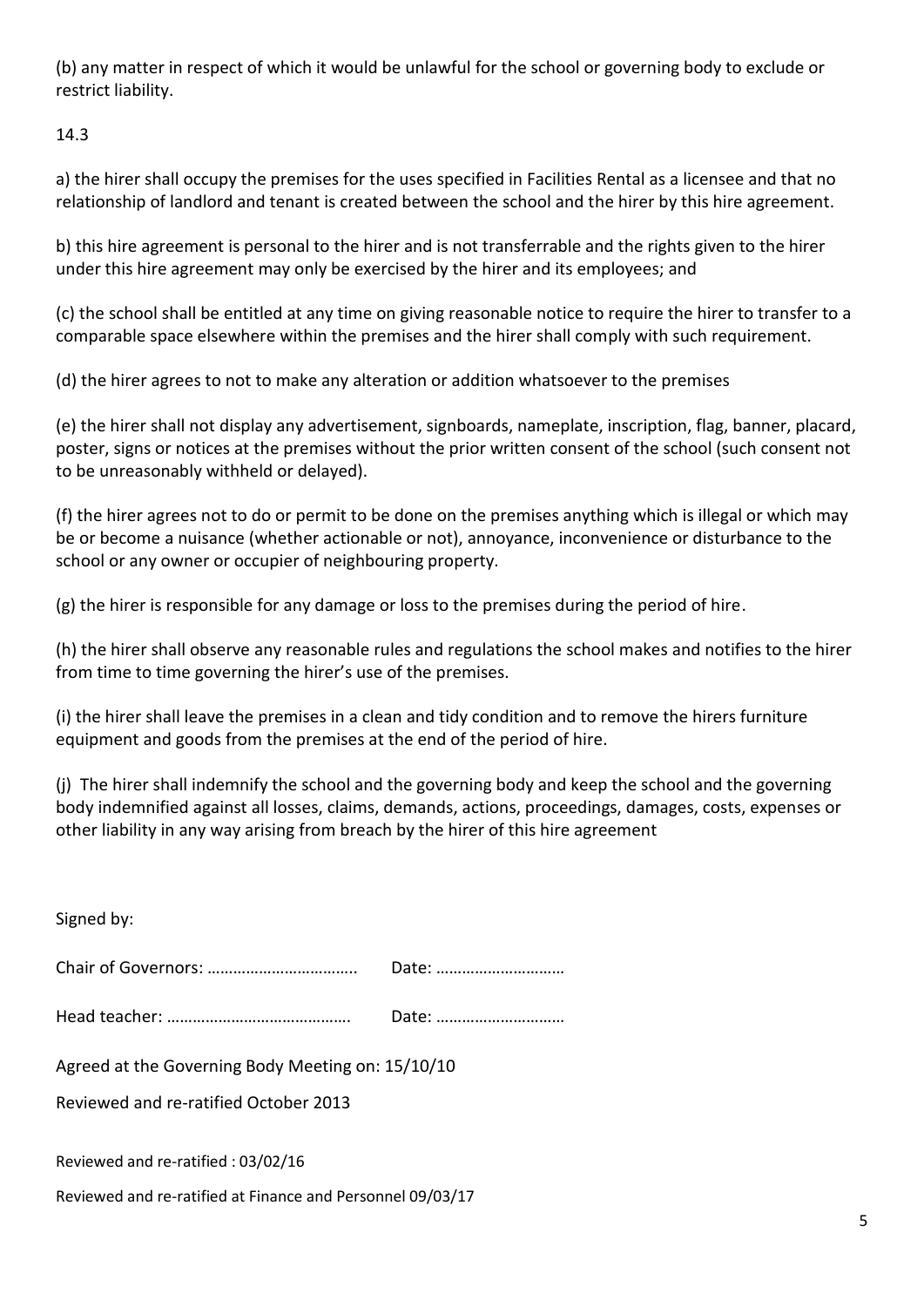(b) any matter in respect of which it would be unlawful for the school or governing body to exclude or restrict liability.

14.3

a) the hirer shall occupy the premises for the uses specified in Facilities Rental as a licensee and that no relationship of landlord and tenant is created between the school and the hirer by this hire agreement.

b) this hire agreement is personal to the hirer and is not transferrable and the rights given to the hirer under this hire agreement may only be exercised by the hirer and its employees; and

(c) the school shall be entitled at any time on giving reasonable notice to require the hirer to transfer to a comparable space elsewhere within the premises and the hirer shall comply with such requirement.

(d) the hirer agrees to not to make any alteration or addition whatsoever to the premises

(e) the hirer shall not display any advertisement, signboards, nameplate, inscription, flag, banner, placard, poster, signs or notices at the premises without the prior written consent of the school (such consent not to be unreasonably withheld or delayed).

(f) the hirer agrees not to do or permit to be done on the premises anything which is illegal or which may be or become a nuisance (whether actionable or not), annoyance, inconvenience or disturbance to the school or any owner or occupier of neighbouring property.

(g) the hirer is responsible for any damage or loss to the premises during the period of hire.

(h) the hirer shall observe any reasonable rules and regulations the school makes and notifies to the hirer from time to time governing the hirer's use of the premises.

(i) the hirer shall leave the premises in a clean and tidy condition and to remove the hirers furniture equipment and goods from the premises at the end of the period of hire.

(j) The hirer shall indemnify the school and the governing body and keep the school and the governing body indemnified against all losses, claims, demands, actions, proceedings, damages, costs, expenses or other liability in any way arising from breach by the hirer of this hire agreement

Signed by:

Chair of Governors: …………………………….. Date: ………………………..

Head teacher: ……………………………………. Date: ………………………..

Agreed at the Governing Body Meeting on: 15/10/10

Reviewed and re-ratified October 2013

Reviewed and re-ratified : 03/02/16

Reviewed and re-ratified at Finance and Personnel 09/03/17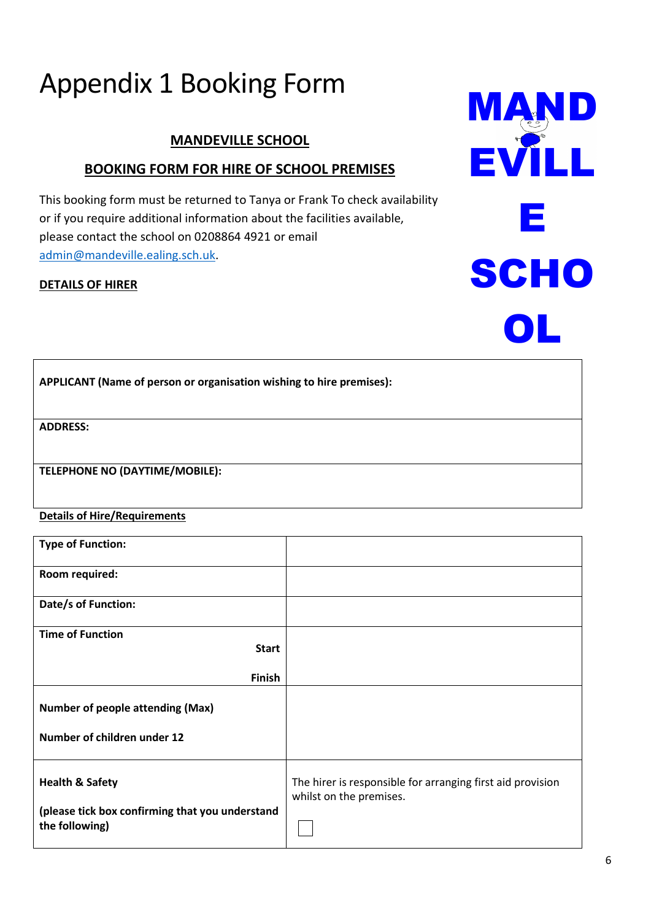# Appendix 1 Booking Form

**MANDEVILLE SCHOOL**

**BOOKING FORM FOR HIRE OF SCHOOL PREMISES**

MANDEVILLE SCHOOL

This booking form must be returned to Tanya or Frank To check availability or if you require additional information about the facilities available, please contact the school on 0208864 4921 or email admin@mandeville.ealing.sch.uk.

**DETAILS OF HIRER**

| **APPLICANT (Name of person or organisation wishing to hire premises):** |
|---|
| **ADDRESS:** |
| **TELEPHONE NO (DAYTIME/MOBILE):** |

**Details of Hire/Requirements**

| | |
|---|---|
| **Type of Function:** | |
| **Room required:** | |
| **Date/s of Function:** | |
| **Time of Function** **Start** **Finish** | |
| **Number of people attending (Max)** **Number of children under 12** | |
| **Health & Safety** **(please tick box confirming that you understand the following)** | The hirer is responsible for arranging first aid provision whilst on the premises. ☐ |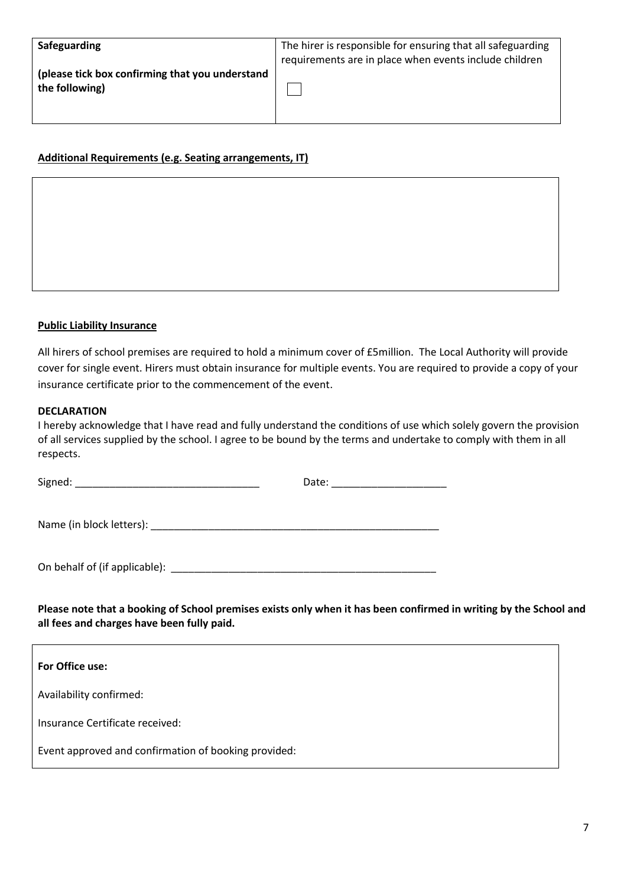| | |
|---|---|
| **Safeguarding**<br><br>**(please tick box confirming that you understand the following)** | The hirer is responsible for ensuring that all safeguarding requirements are in place when events include children<br><br>☐ |

**Additional Requirements (e.g. Seating arrangements, IT)**

| |
|---|
| |

**Public Liability Insurance**

All hirers of school premises are required to hold a minimum cover of £5million. The Local Authority will provide cover for single event. Hirers must obtain insurance for multiple events. You are required to provide a copy of your insurance certificate prior to the commencement of the event.

**DECLARATION**

I hereby acknowledge that I have read and fully understand the conditions of use which solely govern the provision of all services supplied by the school. I agree to be bound by the terms and undertake to comply with them in all respects.

Signed: ________________________________ Date: ____________________

Name (in block letters): _____________________________________________________

On behalf of (if applicable): ________________________________________________

**Please note that a booking of School premises exists only when it has been confirmed in writing by the School and all fees and charges have been fully paid.**

| |
|---|
| **For Office use:** |
| Availability confirmed: |
| Insurance Certificate received: |
| Event approved and confirmation of booking provided: |